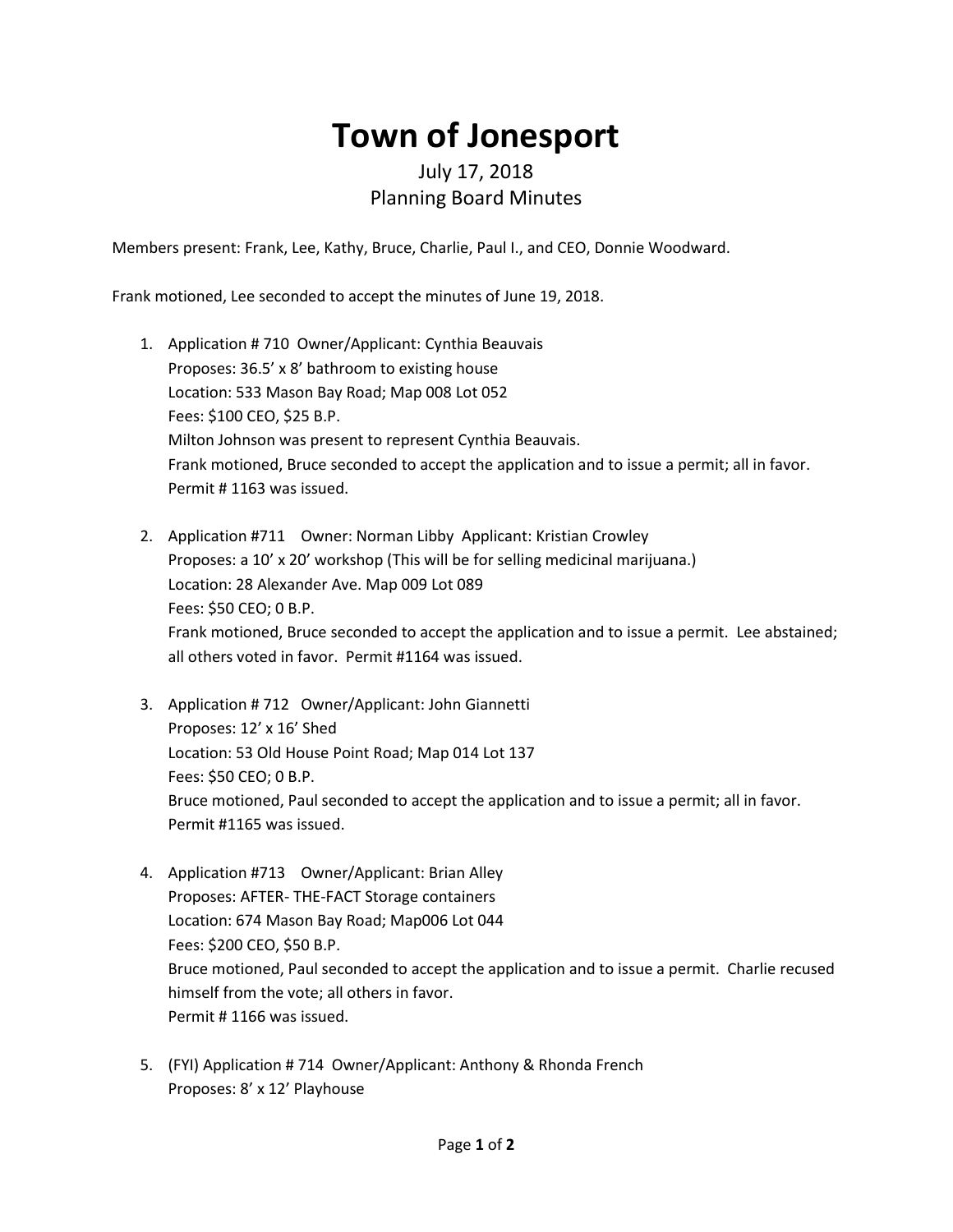# Town of Jonesport

July 17, 2018
Planning Board Minutes

Members present: Frank, Lee, Kathy, Bruce, Charlie, Paul I., and CEO, Donnie Woodward.

Frank motioned, Lee seconded to accept the minutes of June 19, 2018.

1. Application # 710 Owner/Applicant: Cynthia Beauvais
   Proposes: 36.5' x 8' bathroom to existing house
   Location: 533 Mason Bay Road; Map 008 Lot 052
   Fees: $100 CEO, $25 B.P.
   Milton Johnson was present to represent Cynthia Beauvais.
   Frank motioned, Bruce seconded to accept the application and to issue a permit; all in favor.
   Permit # 1163 was issued.

2. Application #711 Owner: Norman Libby Applicant: Kristian Crowley
   Proposes: a 10' x 20' workshop (This will be for selling medicinal marijuana.)
   Location: 28 Alexander Ave. Map 009 Lot 089
   Fees: $50 CEO; 0 B.P.
   Frank motioned, Bruce seconded to accept the application and to issue a permit. Lee abstained; all others voted in favor. Permit #1164 was issued.

3. Application # 712 Owner/Applicant: John Giannetti
   Proposes: 12' x 16' Shed
   Location: 53 Old House Point Road; Map 014 Lot 137
   Fees: $50 CEO; 0 B.P.
   Bruce motioned, Paul seconded to accept the application and to issue a permit; all in favor.
   Permit #1165 was issued.

4. Application #713 Owner/Applicant: Brian Alley
   Proposes: AFTER- THE-FACT Storage containers
   Location: 674 Mason Bay Road; Map006 Lot 044
   Fees: $200 CEO, $50 B.P.
   Bruce motioned, Paul seconded to accept the application and to issue a permit. Charlie recused himself from the vote; all others in favor.
   Permit # 1166 was issued.

5. (FYI) Application # 714 Owner/Applicant: Anthony & Rhonda French
   Proposes: 8' x 12' Playhouse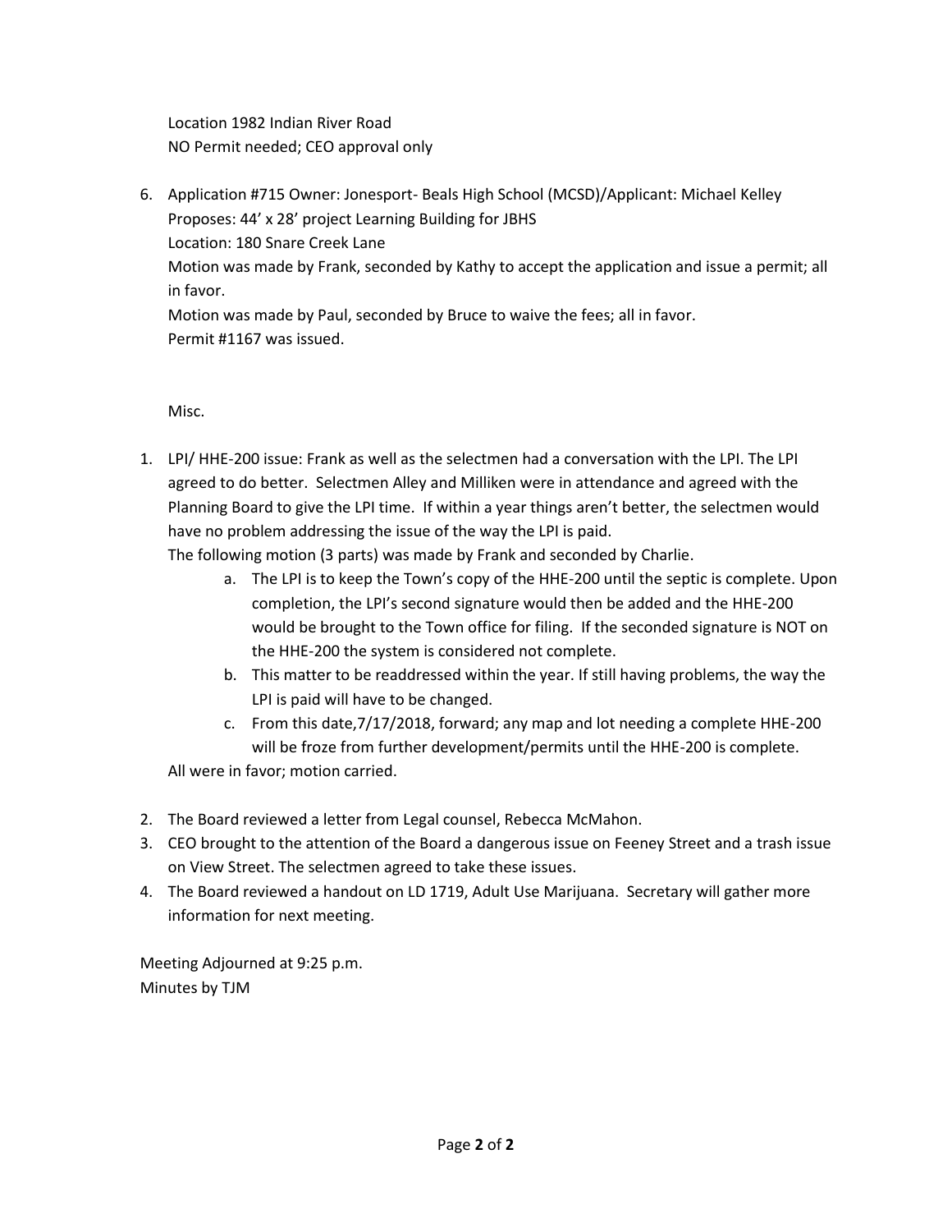Location 1982 Indian River Road
NO Permit needed; CEO approval only

6. Application #715 Owner: Jonesport- Beals High School (MCSD)/Applicant: Michael Kelley
   Proposes: 44' x 28' project Learning Building for JBHS
   Location: 180 Snare Creek Lane
   Motion was made by Frank, seconded by Kathy to accept the application and issue a permit; all in favor.
   Motion was made by Paul, seconded by Bruce to waive the fees; all in favor.
   Permit #1167 was issued.

Misc.

1. LPI/ HHE-200 issue: Frank as well as the selectmen had a conversation with the LPI. The LPI agreed to do better. Selectmen Alley and Milliken were in attendance and agreed with the Planning Board to give the LPI time. If within a year things aren't better, the selectmen would have no problem addressing the issue of the way the LPI is paid.
   The following motion (3 parts) was made by Frank and seconded by Charlie.
   a. The LPI is to keep the Town's copy of the HHE-200 until the septic is complete. Upon completion, the LPI's second signature would then be added and the HHE-200 would be brought to the Town office for filing. If the seconded signature is NOT on the HHE-200 the system is considered not complete.
   b. This matter to be readdressed within the year. If still having problems, the way the LPI is paid will have to be changed.
   c. From this date,7/17/2018, forward; any map and lot needing a complete HHE-200 will be froze from further development/permits until the HHE-200 is complete.

   All were in favor; motion carried.

2. The Board reviewed a letter from Legal counsel, Rebecca McMahon.
3. CEO brought to the attention of the Board a dangerous issue on Feeney Street and a trash issue on View Street. The selectmen agreed to take these issues.
4. The Board reviewed a handout on LD 1719, Adult Use Marijuana. Secretary will gather more information for next meeting.

Meeting Adjourned at 9:25 p.m.
Minutes by TJM